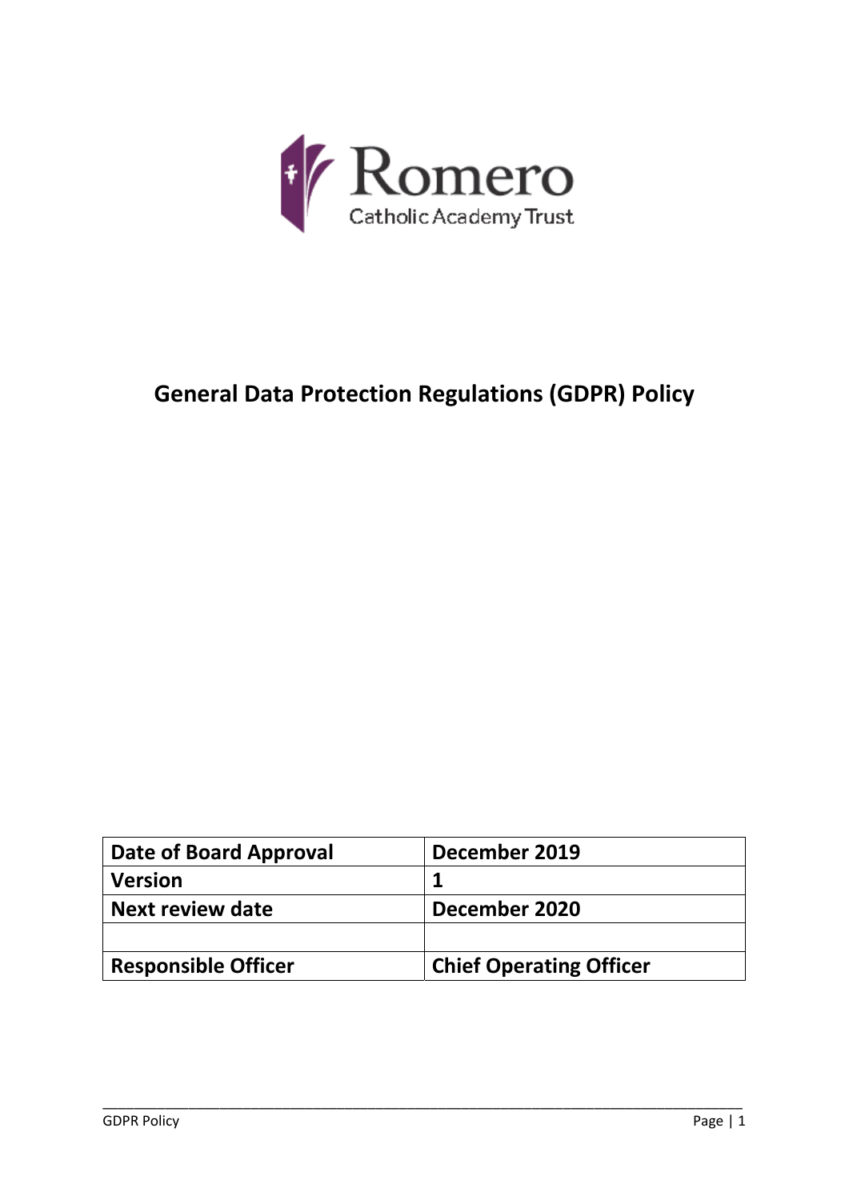Romero

Catholic Academy Trust

# General Data Protection Regulations (GDPR) Policy

| Date of Board Approval | December 2019 |
|---|---|
| Version | 1 |
| Next review date | December 2020 |
| | |
| Responsible Officer | Chief Operating Officer |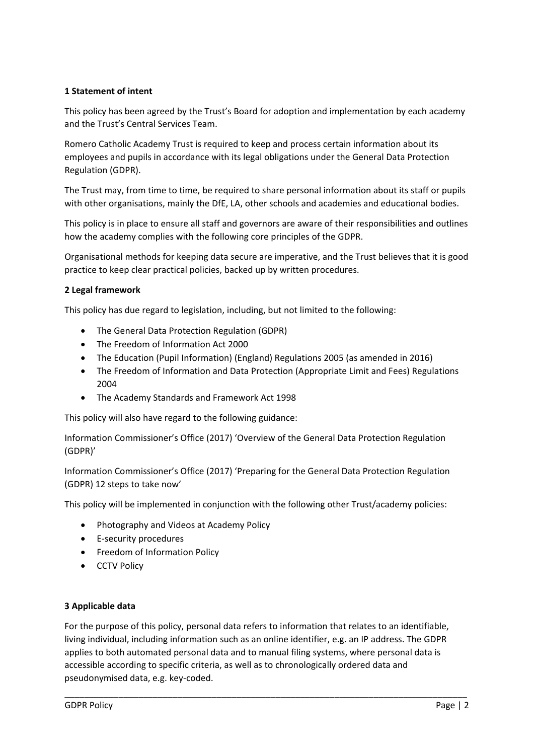**1 Statement of intent**

This policy has been agreed by the Trust's Board for adoption and implementation by each academy and the Trust's Central Services Team.

Romero Catholic Academy Trust is required to keep and process certain information about its employees and pupils in accordance with its legal obligations under the General Data Protection Regulation (GDPR).

The Trust may, from time to time, be required to share personal information about its staff or pupils with other organisations, mainly the DfE, LA, other schools and academies and educational bodies.

This policy is in place to ensure all staff and governors are aware of their responsibilities and outlines how the academy complies with the following core principles of the GDPR.

Organisational methods for keeping data secure are imperative, and the Trust believes that it is good practice to keep clear practical policies, backed up by written procedures.

**2 Legal framework**

This policy has due regard to legislation, including, but not limited to the following:

- The General Data Protection Regulation (GDPR)
- The Freedom of Information Act 2000
- The Education (Pupil Information) (England) Regulations 2005 (as amended in 2016)
- The Freedom of Information and Data Protection (Appropriate Limit and Fees) Regulations 2004
- The Academy Standards and Framework Act 1998

This policy will also have regard to the following guidance:

Information Commissioner's Office (2017) 'Overview of the General Data Protection Regulation (GDPR)'

Information Commissioner's Office (2017) 'Preparing for the General Data Protection Regulation (GDPR) 12 steps to take now'

This policy will be implemented in conjunction with the following other Trust/academy policies:

- Photography and Videos at Academy Policy
- E-security procedures
- Freedom of Information Policy
- CCTV Policy

**3 Applicable data**

For the purpose of this policy, personal data refers to information that relates to an identifiable, living individual, including information such as an online identifier, e.g. an IP address. The GDPR applies to both automated personal data and to manual filing systems, where personal data is accessible according to specific criteria, as well as to chronologically ordered data and pseudonymised data, e.g. key-coded.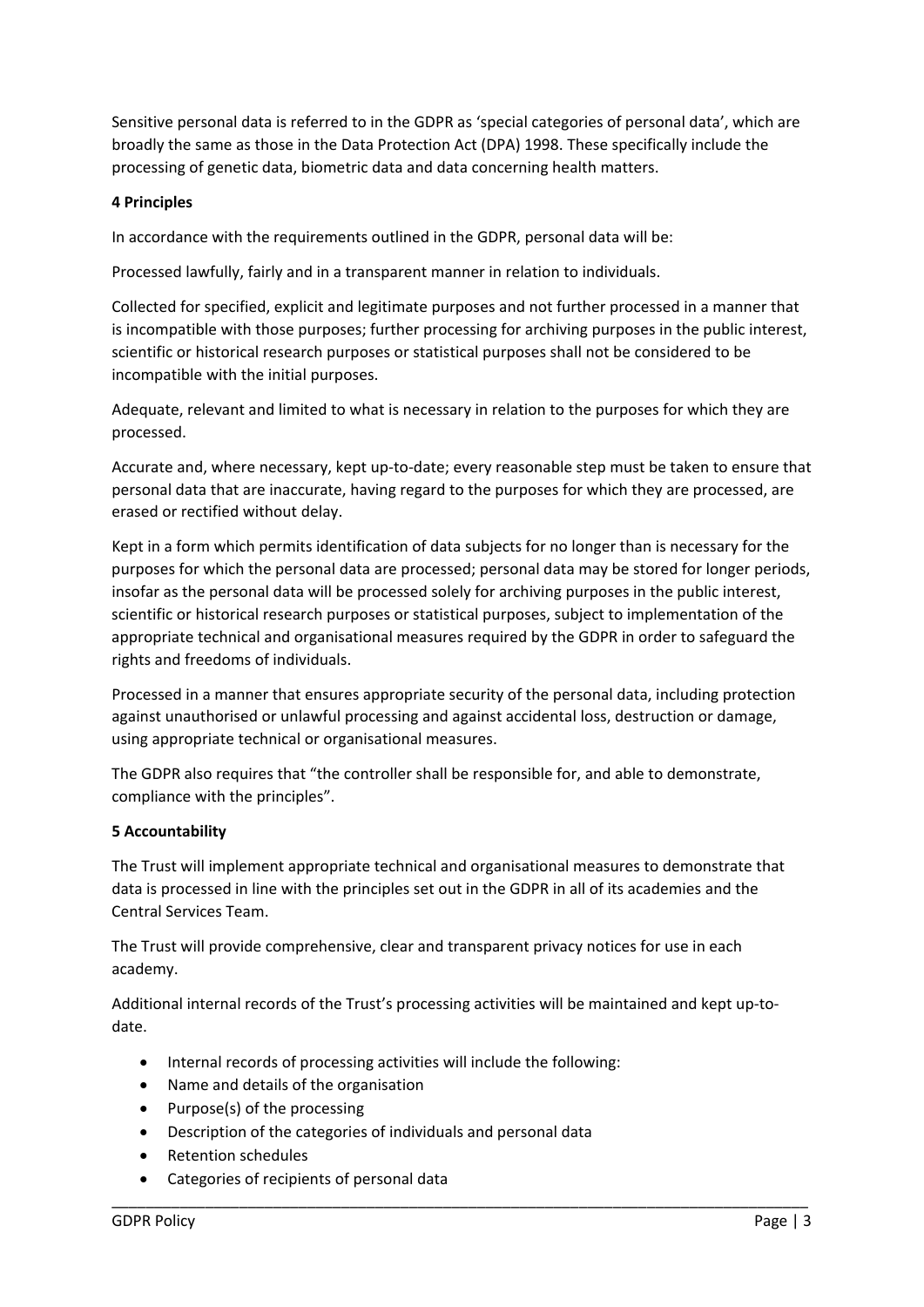Sensitive personal data is referred to in the GDPR as 'special categories of personal data', which are broadly the same as those in the Data Protection Act (DPA) 1998. These specifically include the processing of genetic data, biometric data and data concerning health matters.

**4 Principles**

In accordance with the requirements outlined in the GDPR, personal data will be:

Processed lawfully, fairly and in a transparent manner in relation to individuals.

Collected for specified, explicit and legitimate purposes and not further processed in a manner that is incompatible with those purposes; further processing for archiving purposes in the public interest, scientific or historical research purposes or statistical purposes shall not be considered to be incompatible with the initial purposes.

Adequate, relevant and limited to what is necessary in relation to the purposes for which they are processed.

Accurate and, where necessary, kept up-to-date; every reasonable step must be taken to ensure that personal data that are inaccurate, having regard to the purposes for which they are processed, are erased or rectified without delay.

Kept in a form which permits identification of data subjects for no longer than is necessary for the purposes for which the personal data are processed; personal data may be stored for longer periods, insofar as the personal data will be processed solely for archiving purposes in the public interest, scientific or historical research purposes or statistical purposes, subject to implementation of the appropriate technical and organisational measures required by the GDPR in order to safeguard the rights and freedoms of individuals.

Processed in a manner that ensures appropriate security of the personal data, including protection against unauthorised or unlawful processing and against accidental loss, destruction or damage, using appropriate technical or organisational measures.

The GDPR also requires that "the controller shall be responsible for, and able to demonstrate, compliance with the principles".

**5 Accountability**

The Trust will implement appropriate technical and organisational measures to demonstrate that data is processed in line with the principles set out in the GDPR in all of its academies and the Central Services Team.

The Trust will provide comprehensive, clear and transparent privacy notices for use in each academy.

Additional internal records of the Trust's processing activities will be maintained and kept up-to-date.

- Internal records of processing activities will include the following:
- Name and details of the organisation
- Purpose(s) of the processing
- Description of the categories of individuals and personal data
- Retention schedules
- Categories of recipients of personal data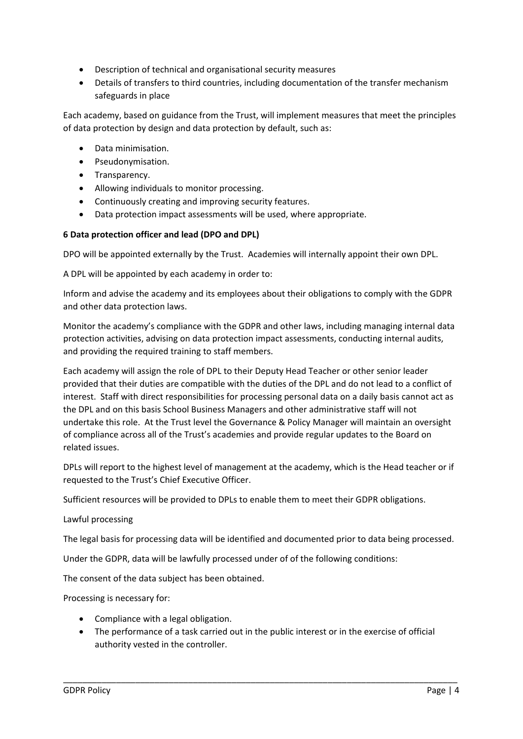- Description of technical and organisational security measures
- Details of transfers to third countries, including documentation of the transfer mechanism safeguards in place

Each academy, based on guidance from the Trust, will implement measures that meet the principles of data protection by design and data protection by default, such as:

- Data minimisation.
- Pseudonymisation.
- Transparency.
- Allowing individuals to monitor processing.
- Continuously creating and improving security features.
- Data protection impact assessments will be used, where appropriate.

**6 Data protection officer and lead (DPO and DPL)**

DPO will be appointed externally by the Trust. Academies will internally appoint their own DPL.

A DPL will be appointed by each academy in order to:

Inform and advise the academy and its employees about their obligations to comply with the GDPR and other data protection laws.

Monitor the academy's compliance with the GDPR and other laws, including managing internal data protection activities, advising on data protection impact assessments, conducting internal audits, and providing the required training to staff members.

Each academy will assign the role of DPL to their Deputy Head Teacher or other senior leader provided that their duties are compatible with the duties of the DPL and do not lead to a conflict of interest. Staff with direct responsibilities for processing personal data on a daily basis cannot act as the DPL and on this basis School Business Managers and other administrative staff will not undertake this role. At the Trust level the Governance & Policy Manager will maintain an oversight of compliance across all of the Trust's academies and provide regular updates to the Board on related issues.

DPLs will report to the highest level of management at the academy, which is the Head teacher or if requested to the Trust's Chief Executive Officer.

Sufficient resources will be provided to DPLs to enable them to meet their GDPR obligations.

Lawful processing

The legal basis for processing data will be identified and documented prior to data being processed.

Under the GDPR, data will be lawfully processed under of of the following conditions:

The consent of the data subject has been obtained.

Processing is necessary for:

- Compliance with a legal obligation.
- The performance of a task carried out in the public interest or in the exercise of official authority vested in the controller.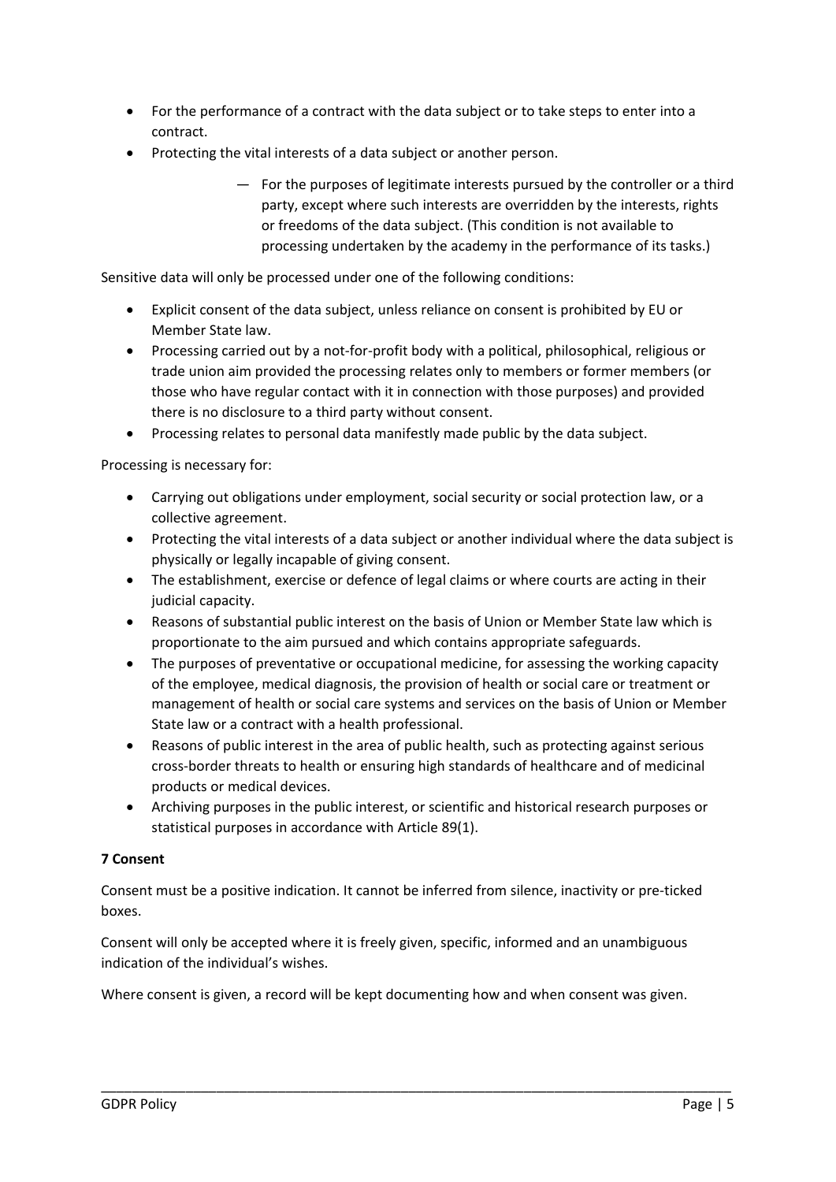- For the performance of a contract with the data subject or to take steps to enter into a contract.
- Protecting the vital interests of a data subject or another person.
  - For the purposes of legitimate interests pursued by the controller or a third party, except where such interests are overridden by the interests, rights or freedoms of the data subject. (This condition is not available to processing undertaken by the academy in the performance of its tasks.)

Sensitive data will only be processed under one of the following conditions:

- Explicit consent of the data subject, unless reliance on consent is prohibited by EU or Member State law.
- Processing carried out by a not-for-profit body with a political, philosophical, religious or trade union aim provided the processing relates only to members or former members (or those who have regular contact with it in connection with those purposes) and provided there is no disclosure to a third party without consent.
- Processing relates to personal data manifestly made public by the data subject.

Processing is necessary for:

- Carrying out obligations under employment, social security or social protection law, or a collective agreement.
- Protecting the vital interests of a data subject or another individual where the data subject is physically or legally incapable of giving consent.
- The establishment, exercise or defence of legal claims or where courts are acting in their judicial capacity.
- Reasons of substantial public interest on the basis of Union or Member State law which is proportionate to the aim pursued and which contains appropriate safeguards.
- The purposes of preventative or occupational medicine, for assessing the working capacity of the employee, medical diagnosis, the provision of health or social care or treatment or management of health or social care systems and services on the basis of Union or Member State law or a contract with a health professional.
- Reasons of public interest in the area of public health, such as protecting against serious cross-border threats to health or ensuring high standards of healthcare and of medicinal products or medical devices.
- Archiving purposes in the public interest, or scientific and historical research purposes or statistical purposes in accordance with Article 89(1).

**7 Consent**

Consent must be a positive indication. It cannot be inferred from silence, inactivity or pre-ticked boxes.

Consent will only be accepted where it is freely given, specific, informed and an unambiguous indication of the individual's wishes.

Where consent is given, a record will be kept documenting how and when consent was given.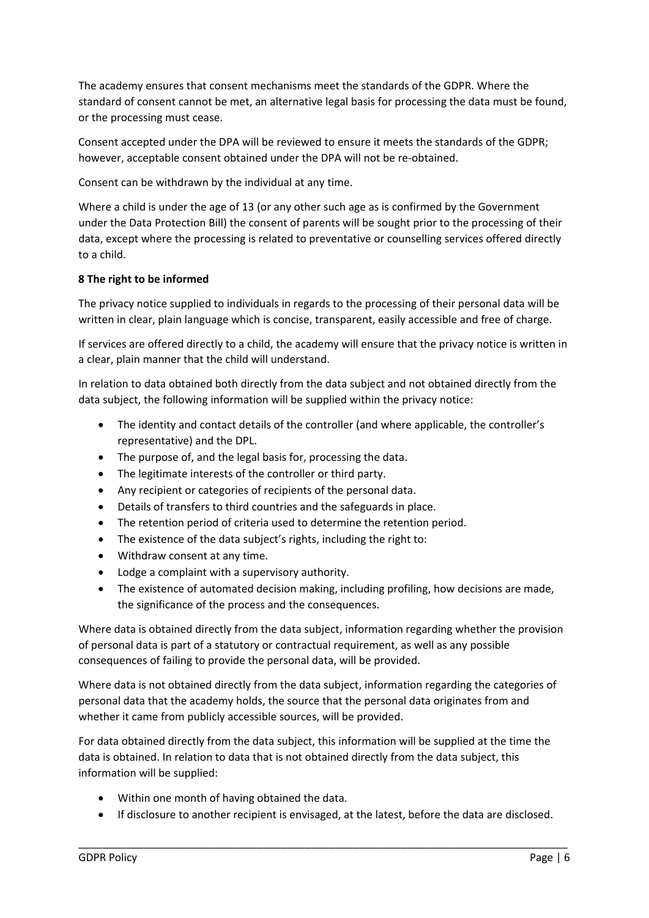The academy ensures that consent mechanisms meet the standards of the GDPR. Where the standard of consent cannot be met, an alternative legal basis for processing the data must be found, or the processing must cease.

Consent accepted under the DPA will be reviewed to ensure it meets the standards of the GDPR; however, acceptable consent obtained under the DPA will not be re-obtained.

Consent can be withdrawn by the individual at any time.

Where a child is under the age of 13 (or any other such age as is confirmed by the Government under the Data Protection Bill) the consent of parents will be sought prior to the processing of their data, except where the processing is related to preventative or counselling services offered directly to a child.

**8 The right to be informed**

The privacy notice supplied to individuals in regards to the processing of their personal data will be written in clear, plain language which is concise, transparent, easily accessible and free of charge.

If services are offered directly to a child, the academy will ensure that the privacy notice is written in a clear, plain manner that the child will understand.

In relation to data obtained both directly from the data subject and not obtained directly from the data subject, the following information will be supplied within the privacy notice:

- The identity and contact details of the controller (and where applicable, the controller's representative) and the DPL.
- The purpose of, and the legal basis for, processing the data.
- The legitimate interests of the controller or third party.
- Any recipient or categories of recipients of the personal data.
- Details of transfers to third countries and the safeguards in place.
- The retention period of criteria used to determine the retention period.
- The existence of the data subject's rights, including the right to:
- Withdraw consent at any time.
- Lodge a complaint with a supervisory authority.
- The existence of automated decision making, including profiling, how decisions are made, the significance of the process and the consequences.

Where data is obtained directly from the data subject, information regarding whether the provision of personal data is part of a statutory or contractual requirement, as well as any possible consequences of failing to provide the personal data, will be provided.

Where data is not obtained directly from the data subject, information regarding the categories of personal data that the academy holds, the source that the personal data originates from and whether it came from publicly accessible sources, will be provided.

For data obtained directly from the data subject, this information will be supplied at the time the data is obtained. In relation to data that is not obtained directly from the data subject, this information will be supplied:

- Within one month of having obtained the data.
- If disclosure to another recipient is envisaged, at the latest, before the data are disclosed.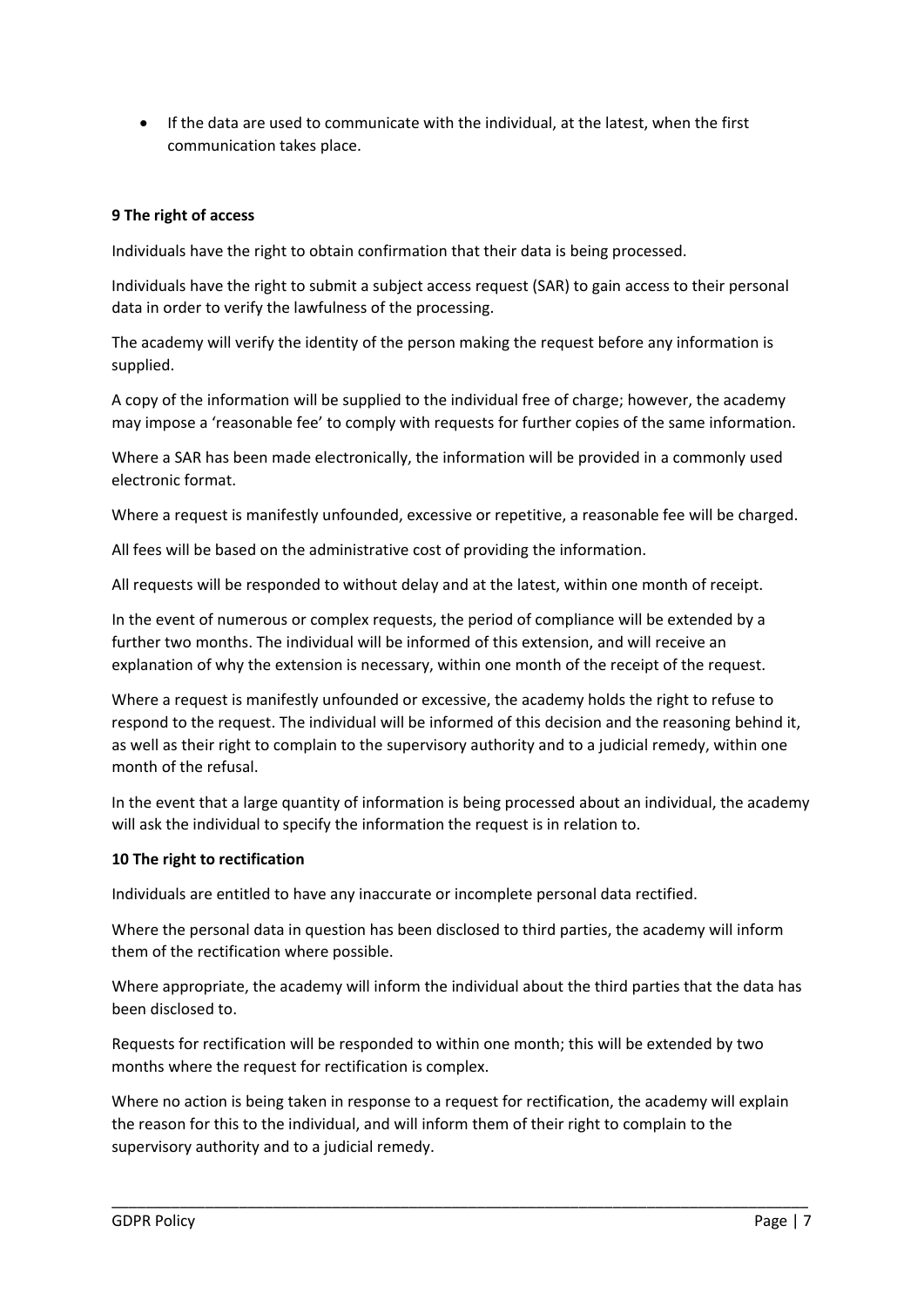- If the data are used to communicate with the individual, at the latest, when the first communication takes place.

**9 The right of access**

Individuals have the right to obtain confirmation that their data is being processed.

Individuals have the right to submit a subject access request (SAR) to gain access to their personal data in order to verify the lawfulness of the processing.

The academy will verify the identity of the person making the request before any information is supplied.

A copy of the information will be supplied to the individual free of charge; however, the academy may impose a 'reasonable fee' to comply with requests for further copies of the same information.

Where a SAR has been made electronically, the information will be provided in a commonly used electronic format.

Where a request is manifestly unfounded, excessive or repetitive, a reasonable fee will be charged.

All fees will be based on the administrative cost of providing the information.

All requests will be responded to without delay and at the latest, within one month of receipt.

In the event of numerous or complex requests, the period of compliance will be extended by a further two months. The individual will be informed of this extension, and will receive an explanation of why the extension is necessary, within one month of the receipt of the request.

Where a request is manifestly unfounded or excessive, the academy holds the right to refuse to respond to the request. The individual will be informed of this decision and the reasoning behind it, as well as their right to complain to the supervisory authority and to a judicial remedy, within one month of the refusal.

In the event that a large quantity of information is being processed about an individual, the academy will ask the individual to specify the information the request is in relation to.

**10 The right to rectification**

Individuals are entitled to have any inaccurate or incomplete personal data rectified.

Where the personal data in question has been disclosed to third parties, the academy will inform them of the rectification where possible.

Where appropriate, the academy will inform the individual about the third parties that the data has been disclosed to.

Requests for rectification will be responded to within one month; this will be extended by two months where the request for rectification is complex.

Where no action is being taken in response to a request for rectification, the academy will explain the reason for this to the individual, and will inform them of their right to complain to the supervisory authority and to a judicial remedy.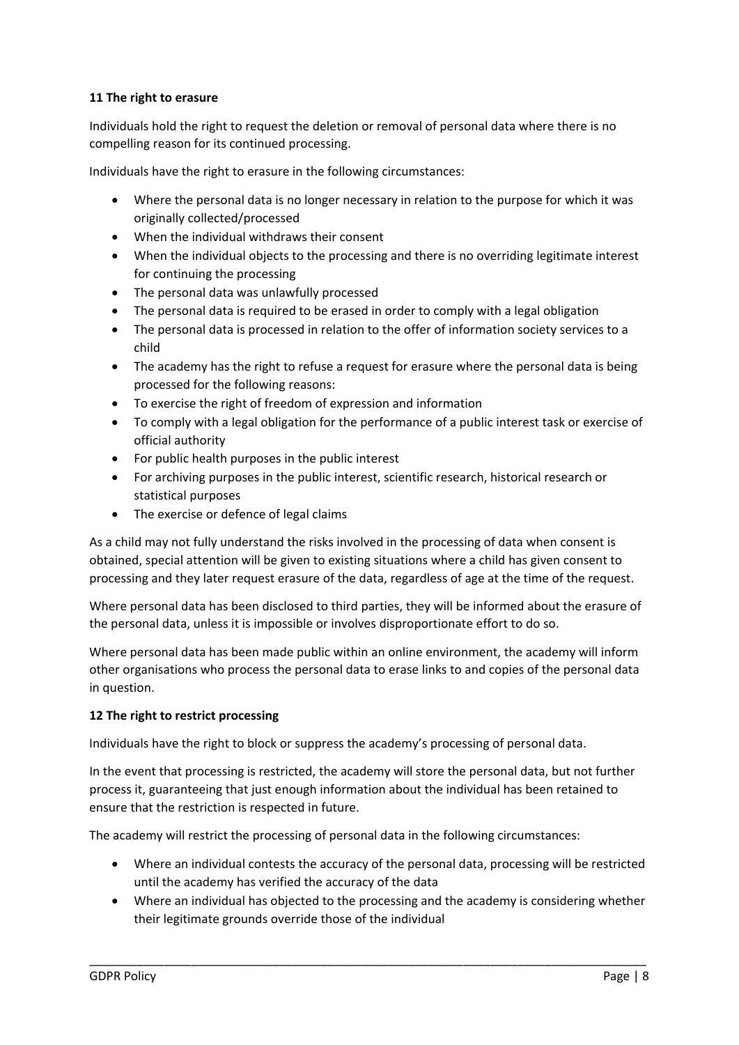**11 The right to erasure**

Individuals hold the right to request the deletion or removal of personal data where there is no compelling reason for its continued processing.

Individuals have the right to erasure in the following circumstances:

- Where the personal data is no longer necessary in relation to the purpose for which it was originally collected/processed
- When the individual withdraws their consent
- When the individual objects to the processing and there is no overriding legitimate interest for continuing the processing
- The personal data was unlawfully processed
- The personal data is required to be erased in order to comply with a legal obligation
- The personal data is processed in relation to the offer of information society services to a child
- The academy has the right to refuse a request for erasure where the personal data is being processed for the following reasons:
- To exercise the right of freedom of expression and information
- To comply with a legal obligation for the performance of a public interest task or exercise of official authority
- For public health purposes in the public interest
- For archiving purposes in the public interest, scientific research, historical research or statistical purposes
- The exercise or defence of legal claims

As a child may not fully understand the risks involved in the processing of data when consent is obtained, special attention will be given to existing situations where a child has given consent to processing and they later request erasure of the data, regardless of age at the time of the request.

Where personal data has been disclosed to third parties, they will be informed about the erasure of the personal data, unless it is impossible or involves disproportionate effort to do so.

Where personal data has been made public within an online environment, the academy will inform other organisations who process the personal data to erase links to and copies of the personal data in question.

**12 The right to restrict processing**

Individuals have the right to block or suppress the academy's processing of personal data.

In the event that processing is restricted, the academy will store the personal data, but not further process it, guaranteeing that just enough information about the individual has been retained to ensure that the restriction is respected in future.

The academy will restrict the processing of personal data in the following circumstances:

- Where an individual contests the accuracy of the personal data, processing will be restricted until the academy has verified the accuracy of the data
- Where an individual has objected to the processing and the academy is considering whether their legitimate grounds override those of the individual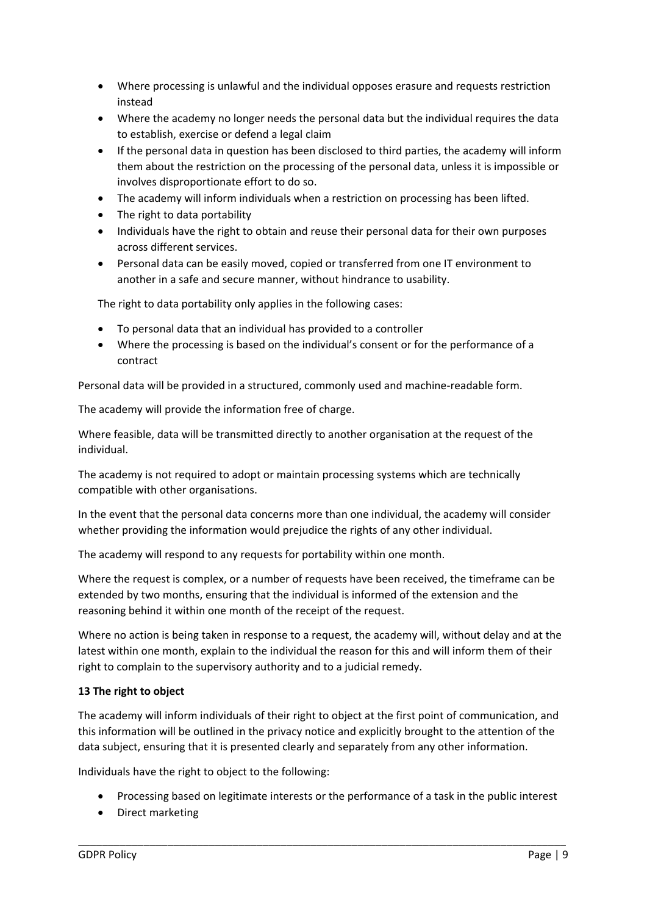- Where processing is unlawful and the individual opposes erasure and requests restriction instead
- Where the academy no longer needs the personal data but the individual requires the data to establish, exercise or defend a legal claim
- If the personal data in question has been disclosed to third parties, the academy will inform them about the restriction on the processing of the personal data, unless it is impossible or involves disproportionate effort to do so.
- The academy will inform individuals when a restriction on processing has been lifted.
- The right to data portability
- Individuals have the right to obtain and reuse their personal data for their own purposes across different services.
- Personal data can be easily moved, copied or transferred from one IT environment to another in a safe and secure manner, without hindrance to usability.

The right to data portability only applies in the following cases:

- To personal data that an individual has provided to a controller
- Where the processing is based on the individual's consent or for the performance of a contract

Personal data will be provided in a structured, commonly used and machine-readable form.

The academy will provide the information free of charge.

Where feasible, data will be transmitted directly to another organisation at the request of the individual.

The academy is not required to adopt or maintain processing systems which are technically compatible with other organisations.

In the event that the personal data concerns more than one individual, the academy will consider whether providing the information would prejudice the rights of any other individual.

The academy will respond to any requests for portability within one month.

Where the request is complex, or a number of requests have been received, the timeframe can be extended by two months, ensuring that the individual is informed of the extension and the reasoning behind it within one month of the receipt of the request.

Where no action is being taken in response to a request, the academy will, without delay and at the latest within one month, explain to the individual the reason for this and will inform them of their right to complain to the supervisory authority and to a judicial remedy.

**13 The right to object**

The academy will inform individuals of their right to object at the first point of communication, and this information will be outlined in the privacy notice and explicitly brought to the attention of the data subject, ensuring that it is presented clearly and separately from any other information.

Individuals have the right to object to the following:

- Processing based on legitimate interests or the performance of a task in the public interest
- Direct marketing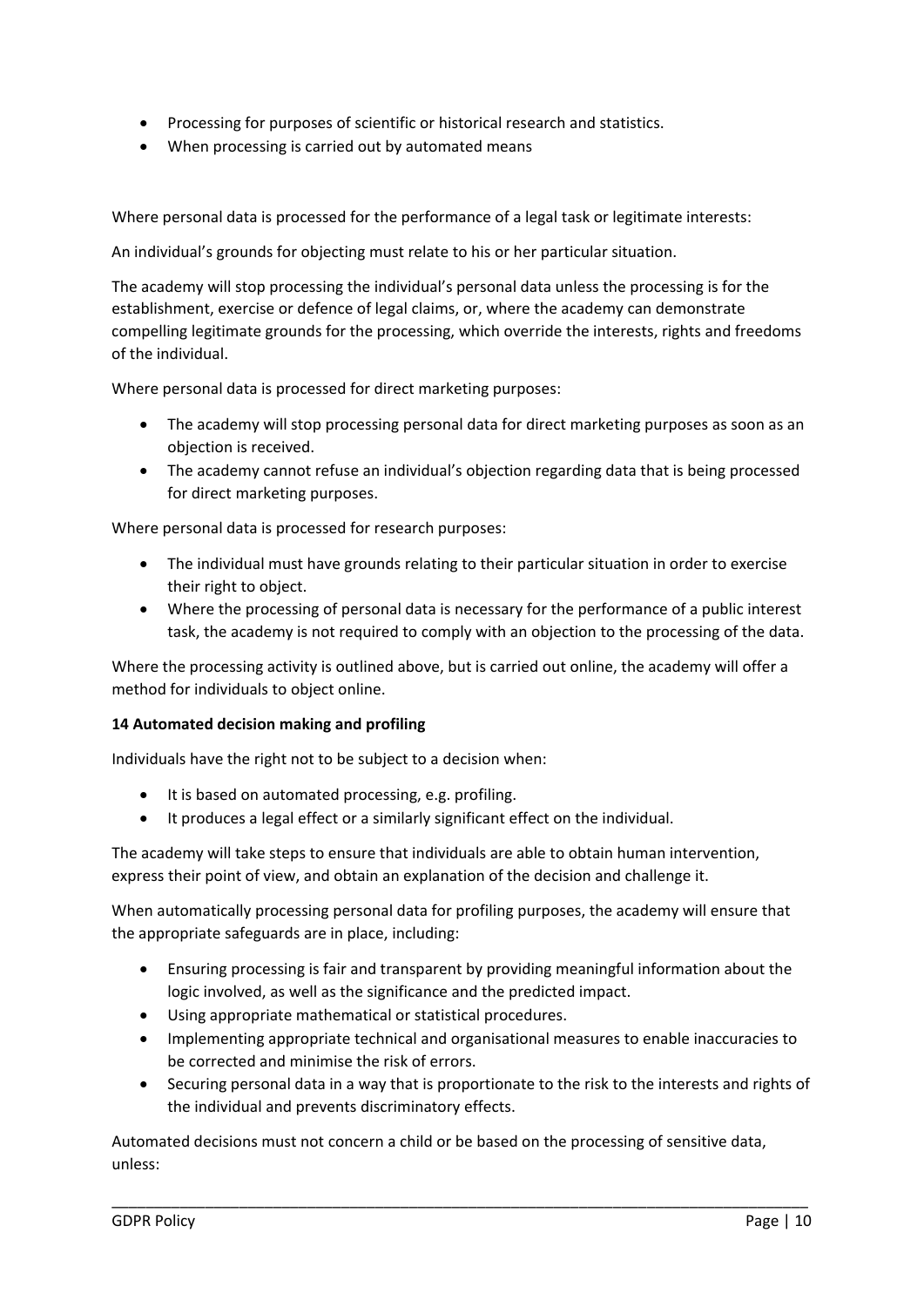- Processing for purposes of scientific or historical research and statistics.
- When processing is carried out by automated means

Where personal data is processed for the performance of a legal task or legitimate interests:

An individual's grounds for objecting must relate to his or her particular situation.

The academy will stop processing the individual's personal data unless the processing is for the establishment, exercise or defence of legal claims, or, where the academy can demonstrate compelling legitimate grounds for the processing, which override the interests, rights and freedoms of the individual.

Where personal data is processed for direct marketing purposes:

- The academy will stop processing personal data for direct marketing purposes as soon as an objection is received.
- The academy cannot refuse an individual's objection regarding data that is being processed for direct marketing purposes.

Where personal data is processed for research purposes:

- The individual must have grounds relating to their particular situation in order to exercise their right to object.
- Where the processing of personal data is necessary for the performance of a public interest task, the academy is not required to comply with an objection to the processing of the data.

Where the processing activity is outlined above, but is carried out online, the academy will offer a method for individuals to object online.

**14 Automated decision making and profiling**

Individuals have the right not to be subject to a decision when:

- It is based on automated processing, e.g. profiling.
- It produces a legal effect or a similarly significant effect on the individual.

The academy will take steps to ensure that individuals are able to obtain human intervention, express their point of view, and obtain an explanation of the decision and challenge it.

When automatically processing personal data for profiling purposes, the academy will ensure that the appropriate safeguards are in place, including:

- Ensuring processing is fair and transparent by providing meaningful information about the logic involved, as well as the significance and the predicted impact.
- Using appropriate mathematical or statistical procedures.
- Implementing appropriate technical and organisational measures to enable inaccuracies to be corrected and minimise the risk of errors.
- Securing personal data in a way that is proportionate to the risk to the interests and rights of the individual and prevents discriminatory effects.

Automated decisions must not concern a child or be based on the processing of sensitive data, unless: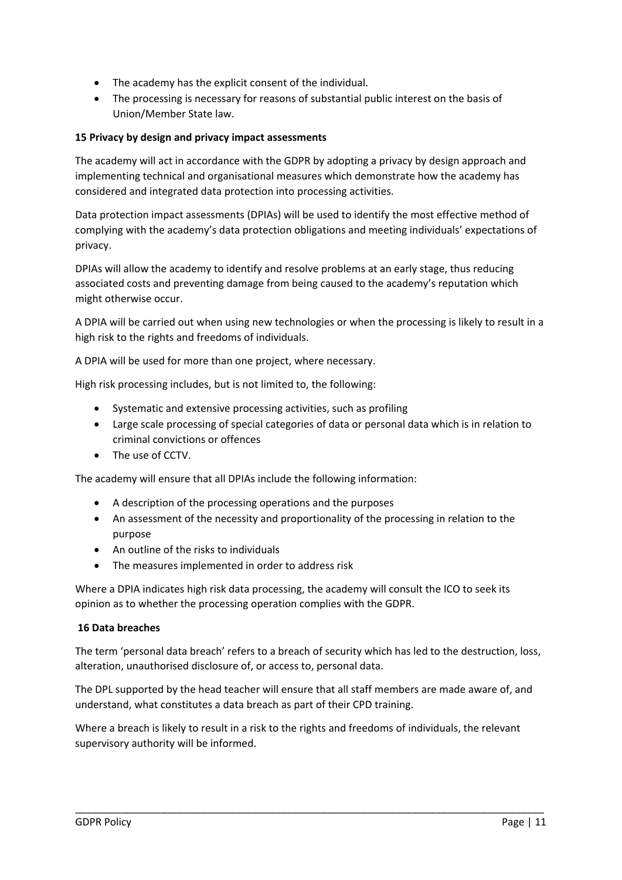- The academy has the explicit consent of the individual.
- The processing is necessary for reasons of substantial public interest on the basis of Union/Member State law.

**15 Privacy by design and privacy impact assessments**

The academy will act in accordance with the GDPR by adopting a privacy by design approach and implementing technical and organisational measures which demonstrate how the academy has considered and integrated data protection into processing activities.

Data protection impact assessments (DPIAs) will be used to identify the most effective method of complying with the academy's data protection obligations and meeting individuals' expectations of privacy.

DPIAs will allow the academy to identify and resolve problems at an early stage, thus reducing associated costs and preventing damage from being caused to the academy's reputation which might otherwise occur.

A DPIA will be carried out when using new technologies or when the processing is likely to result in a high risk to the rights and freedoms of individuals.

A DPIA will be used for more than one project, where necessary.

High risk processing includes, but is not limited to, the following:

- Systematic and extensive processing activities, such as profiling
- Large scale processing of special categories of data or personal data which is in relation to criminal convictions or offences
- The use of CCTV.

The academy will ensure that all DPIAs include the following information:

- A description of the processing operations and the purposes
- An assessment of the necessity and proportionality of the processing in relation to the purpose
- An outline of the risks to individuals
- The measures implemented in order to address risk

Where a DPIA indicates high risk data processing, the academy will consult the ICO to seek its opinion as to whether the processing operation complies with the GDPR.

**16 Data breaches**

The term 'personal data breach' refers to a breach of security which has led to the destruction, loss, alteration, unauthorised disclosure of, or access to, personal data.

The DPL supported by the head teacher will ensure that all staff members are made aware of, and understand, what constitutes a data breach as part of their CPD training.

Where a breach is likely to result in a risk to the rights and freedoms of individuals, the relevant supervisory authority will be informed.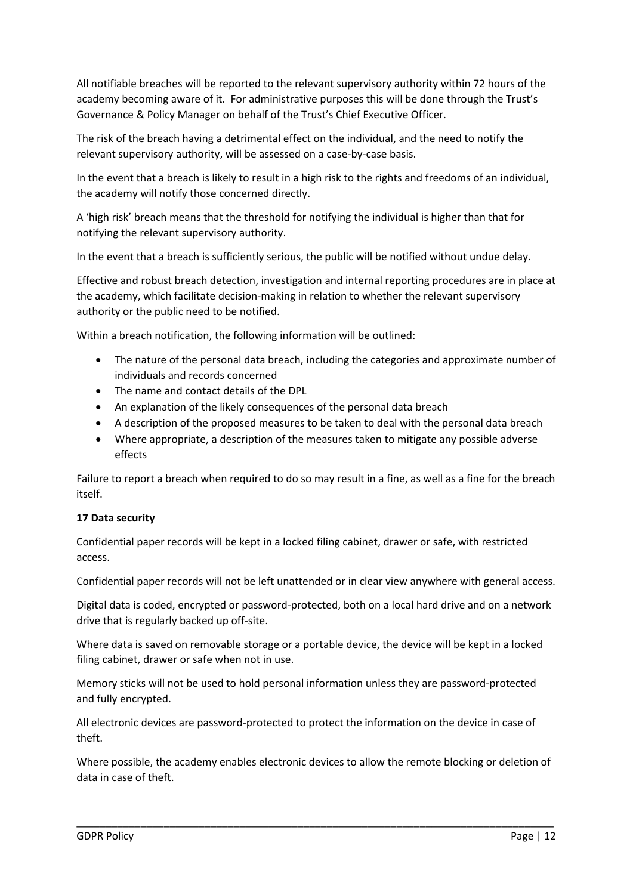All notifiable breaches will be reported to the relevant supervisory authority within 72 hours of the academy becoming aware of it. For administrative purposes this will be done through the Trust's Governance & Policy Manager on behalf of the Trust's Chief Executive Officer.

The risk of the breach having a detrimental effect on the individual, and the need to notify the relevant supervisory authority, will be assessed on a case-by-case basis.

In the event that a breach is likely to result in a high risk to the rights and freedoms of an individual, the academy will notify those concerned directly.

A 'high risk' breach means that the threshold for notifying the individual is higher than that for notifying the relevant supervisory authority.

In the event that a breach is sufficiently serious, the public will be notified without undue delay.

Effective and robust breach detection, investigation and internal reporting procedures are in place at the academy, which facilitate decision-making in relation to whether the relevant supervisory authority or the public need to be notified.

Within a breach notification, the following information will be outlined:

- The nature of the personal data breach, including the categories and approximate number of individuals and records concerned
- The name and contact details of the DPL
- An explanation of the likely consequences of the personal data breach
- A description of the proposed measures to be taken to deal with the personal data breach
- Where appropriate, a description of the measures taken to mitigate any possible adverse effects

Failure to report a breach when required to do so may result in a fine, as well as a fine for the breach itself.

**17 Data security**

Confidential paper records will be kept in a locked filing cabinet, drawer or safe, with restricted access.

Confidential paper records will not be left unattended or in clear view anywhere with general access.

Digital data is coded, encrypted or password-protected, both on a local hard drive and on a network drive that is regularly backed up off-site.

Where data is saved on removable storage or a portable device, the device will be kept in a locked filing cabinet, drawer or safe when not in use.

Memory sticks will not be used to hold personal information unless they are password-protected and fully encrypted.

All electronic devices are password-protected to protect the information on the device in case of theft.

Where possible, the academy enables electronic devices to allow the remote blocking or deletion of data in case of theft.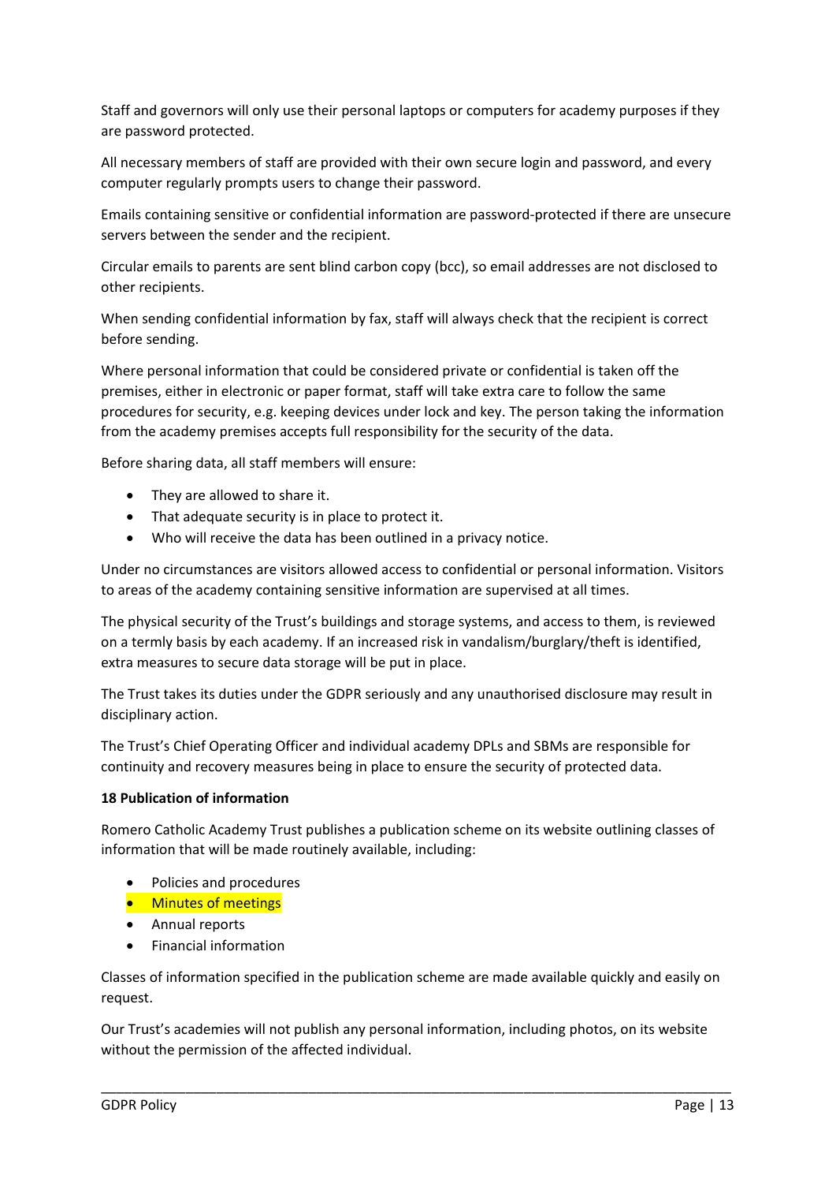Staff and governors will only use their personal laptops or computers for academy purposes if they are password protected.

All necessary members of staff are provided with their own secure login and password, and every computer regularly prompts users to change their password.

Emails containing sensitive or confidential information are password-protected if there are unsecure servers between the sender and the recipient.

Circular emails to parents are sent blind carbon copy (bcc), so email addresses are not disclosed to other recipients.

When sending confidential information by fax, staff will always check that the recipient is correct before sending.

Where personal information that could be considered private or confidential is taken off the premises, either in electronic or paper format, staff will take extra care to follow the same procedures for security, e.g. keeping devices under lock and key. The person taking the information from the academy premises accepts full responsibility for the security of the data.

Before sharing data, all staff members will ensure:

- They are allowed to share it.
- That adequate security is in place to protect it.
- Who will receive the data has been outlined in a privacy notice.

Under no circumstances are visitors allowed access to confidential or personal information. Visitors to areas of the academy containing sensitive information are supervised at all times.

The physical security of the Trust's buildings and storage systems, and access to them, is reviewed on a termly basis by each academy. If an increased risk in vandalism/burglary/theft is identified, extra measures to secure data storage will be put in place.

The Trust takes its duties under the GDPR seriously and any unauthorised disclosure may result in disciplinary action.

The Trust's Chief Operating Officer and individual academy DPLs and SBMs are responsible for continuity and recovery measures being in place to ensure the security of protected data.

**18 Publication of information**

Romero Catholic Academy Trust publishes a publication scheme on its website outlining classes of information that will be made routinely available, including:

- Policies and procedures
- Minutes of meetings
- Annual reports
- Financial information

Classes of information specified in the publication scheme are made available quickly and easily on request.

Our Trust's academies will not publish any personal information, including photos, on its website without the permission of the affected individual.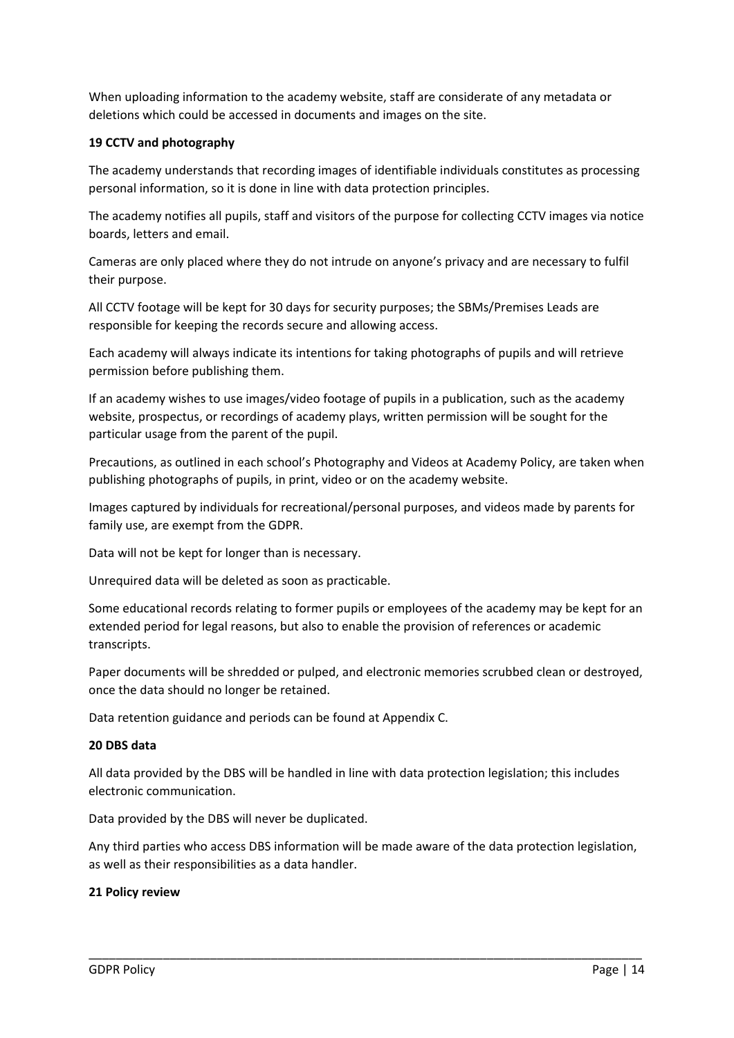When uploading information to the academy website, staff are considerate of any metadata or deletions which could be accessed in documents and images on the site.

**19 CCTV and photography**

The academy understands that recording images of identifiable individuals constitutes as processing personal information, so it is done in line with data protection principles.

The academy notifies all pupils, staff and visitors of the purpose for collecting CCTV images via notice boards, letters and email.

Cameras are only placed where they do not intrude on anyone's privacy and are necessary to fulfil their purpose.

All CCTV footage will be kept for 30 days for security purposes; the SBMs/Premises Leads are responsible for keeping the records secure and allowing access.

Each academy will always indicate its intentions for taking photographs of pupils and will retrieve permission before publishing them.

If an academy wishes to use images/video footage of pupils in a publication, such as the academy website, prospectus, or recordings of academy plays, written permission will be sought for the particular usage from the parent of the pupil.

Precautions, as outlined in each school's Photography and Videos at Academy Policy, are taken when publishing photographs of pupils, in print, video or on the academy website.

Images captured by individuals for recreational/personal purposes, and videos made by parents for family use, are exempt from the GDPR.

Data will not be kept for longer than is necessary.

Unrequired data will be deleted as soon as practicable.

Some educational records relating to former pupils or employees of the academy may be kept for an extended period for legal reasons, but also to enable the provision of references or academic transcripts.

Paper documents will be shredded or pulped, and electronic memories scrubbed clean or destroyed, once the data should no longer be retained.

Data retention guidance and periods can be found at Appendix C.

**20 DBS data**

All data provided by the DBS will be handled in line with data protection legislation; this includes electronic communication.

Data provided by the DBS will never be duplicated.

Any third parties who access DBS information will be made aware of the data protection legislation, as well as their responsibilities as a data handler.

**21 Policy review**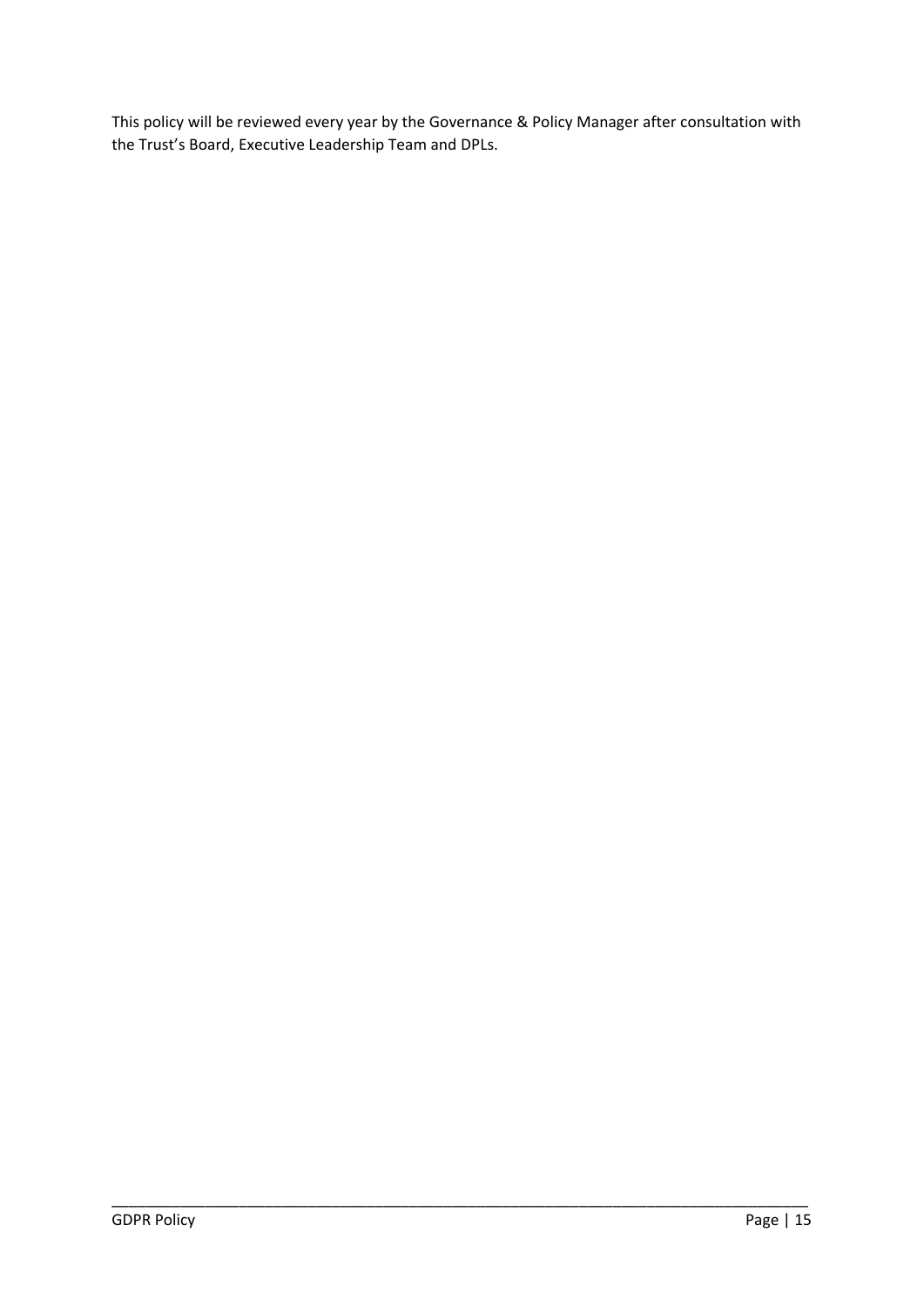This policy will be reviewed every year by the Governance & Policy Manager after consultation with the Trust's Board, Executive Leadership Team and DPLs.